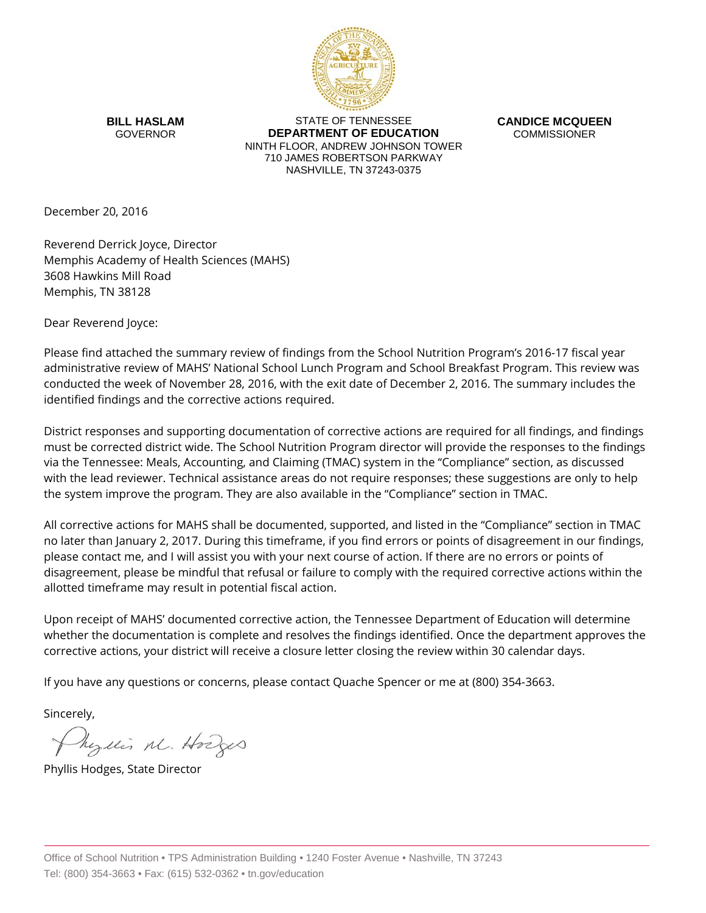**BILL HASLAM**
GOVERNOR

STATE OF TENNESSEE
**DEPARTMENT OF EDUCATION**
NINTH FLOOR, ANDREW JOHNSON TOWER
710 JAMES ROBERTSON PARKWAY
NASHVILLE, TN 37243-0375

**CANDICE MCQUEEN**
COMMISSIONER

December 20, 2016

Reverend Derrick Joyce, Director
Memphis Academy of Health Sciences (MAHS)
3608 Hawkins Mill Road
Memphis, TN 38128

Dear Reverend Joyce:

Please find attached the summary review of findings from the School Nutrition Program's 2016-17 fiscal year administrative review of MAHS' National School Lunch Program and School Breakfast Program. This review was conducted the week of November 28, 2016, with the exit date of December 2, 2016. The summary includes the identified findings and the corrective actions required.

District responses and supporting documentation of corrective actions are required for all findings, and findings must be corrected district wide. The School Nutrition Program director will provide the responses to the findings via the Tennessee: Meals, Accounting, and Claiming (TMAC) system in the "Compliance" section, as discussed with the lead reviewer. Technical assistance areas do not require responses; these suggestions are only to help the system improve the program. They are also available in the "Compliance" section in TMAC.

All corrective actions for MAHS shall be documented, supported, and listed in the "Compliance" section in TMAC no later than January 2, 2017. During this timeframe, if you find errors or points of disagreement in our findings, please contact me, and I will assist you with your next course of action. If there are no errors or points of disagreement, please be mindful that refusal or failure to comply with the required corrective actions within the allotted timeframe may result in potential fiscal action.

Upon receipt of MAHS' documented corrective action, the Tennessee Department of Education will determine whether the documentation is complete and resolves the findings identified. Once the department approves the corrective actions, your district will receive a closure letter closing the review within 30 calendar days.

If you have any questions or concerns, please contact Quache Spencer or me at (800) 354-3663.

Sincerely,

Phyllis M. Hodges

Phyllis Hodges, State Director

Office of School Nutrition • TPS Administration Building • 1240 Foster Avenue • Nashville, TN 37243
Tel: (800) 354-3663 • Fax: (615) 532-0362 • tn.gov/education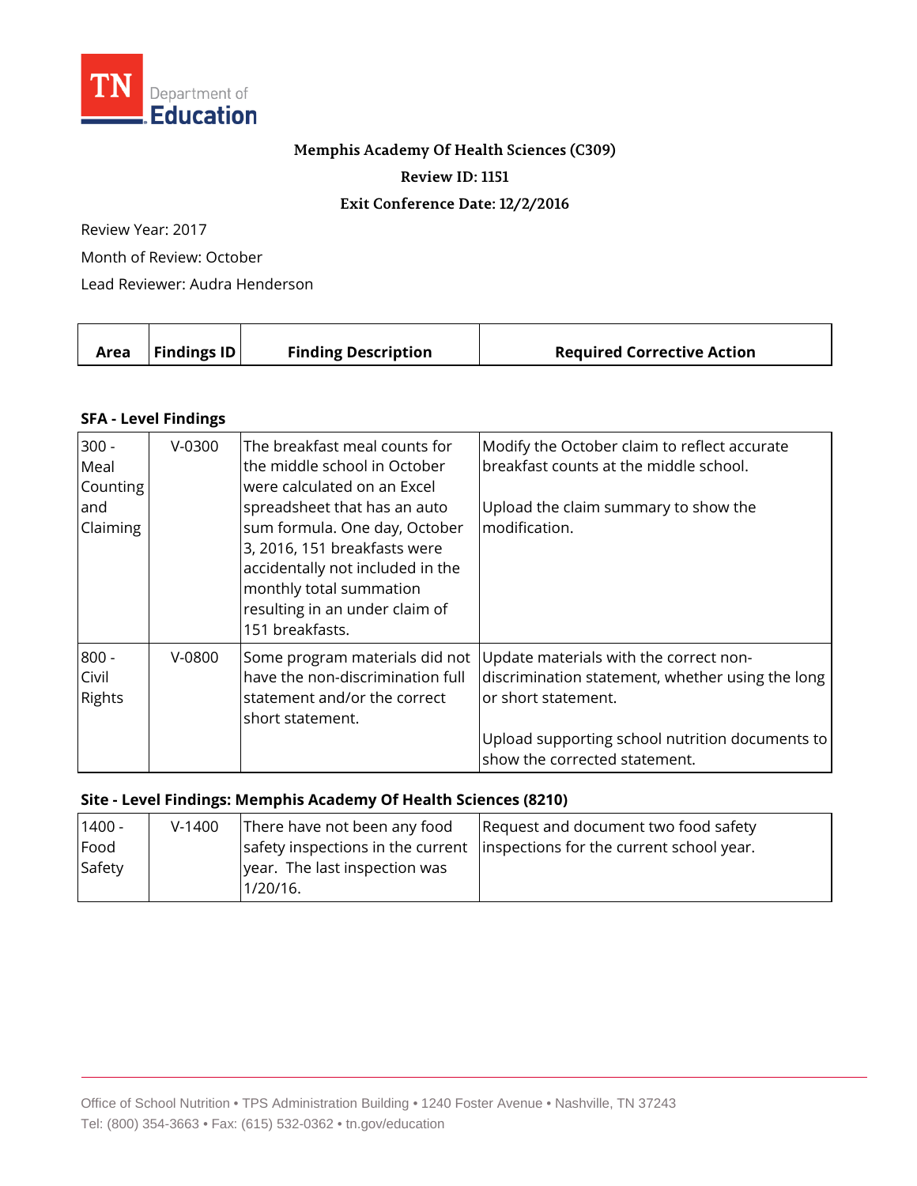TN Department of Education

**Memphis Academy Of Health Sciences (C309)**

**Review ID: 1151**

**Exit Conference Date: 12/2/2016**

Review Year: 2017

Month of Review: October

Lead Reviewer: Audra Henderson

| Area | Findings ID | Finding Description | Required Corrective Action |
|---|---|---|---|
| **SFA - Level Findings** | | | |
| 300 - Meal Counting and Claiming | V-0300 | The breakfast meal counts for the middle school in October were calculated on an Excel spreadsheet that has an auto sum formula. One day, October 3, 2016, 151 breakfasts were accidentally not included in the monthly total summation resulting in an under claim of 151 breakfasts. | Modify the October claim to reflect accurate breakfast counts at the middle school.<br><br>Upload the claim summary to show the modification. |
| 800 - Civil Rights | V-0800 | Some program materials did not have the non-discrimination full statement and/or the correct short statement. | Update materials with the correct non-discrimination statement, whether using the long or short statement.<br><br>Upload supporting school nutrition documents to show the corrected statement. |
| **Site - Level Findings: Memphis Academy Of Health Sciences (8210)** | | | |
| 1400 - Food Safety | V-1400 | There have not been any food safety inspections in the current year. The last inspection was 1/20/16. | Request and document two food safety inspections for the current school year. |

Office of School Nutrition • TPS Administration Building • 1240 Foster Avenue • Nashville, TN 37243
Tel: (800) 354-3663 • Fax: (615) 532-0362 • tn.gov/education